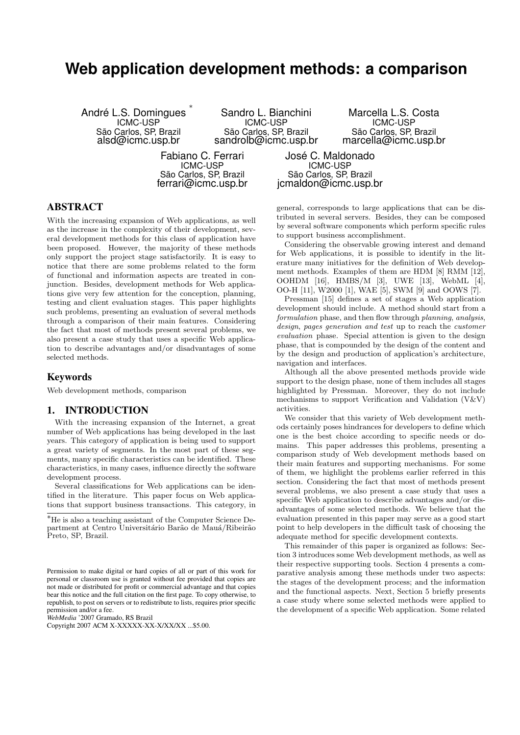# Web application development methods: a comparison

André L.S. Domingues [*]
ICMC-USP
São Carlos, SP, Brazil
alsd@icmc.usp.br

Sandro L. Bianchini
ICMC-USP
São Carlos, SP, Brazil
sandrolb@icmc.usp.br

Marcella L.S. Costa
ICMC-USP
São Carlos, SP, Brazil
marcella@icmc.usp.br

Fabiano C. Ferrari
ICMC-USP
São Carlos, SP, Brazil
ferrari@icmc.usp.br

José C. Maldonado
ICMC-USP
São Carlos, SP, Brazil
jcmaldon@icmc.usp.br

## ABSTRACT

With the increasing expansion of Web applications, as well as the increase in the complexity of their development, several development methods for this class of application have been proposed. However, the majority of these methods only support the project stage satisfactorily. It is easy to notice that there are some problems related to the form of functional and information aspects are treated in conjunction. Besides, development methods for Web applications give very few attention for the conception, planning, testing and client evaluation stages. This paper highlights such problems, presenting an evaluation of several methods through a comparison of their main features. Considering the fact that most of methods present several problems, we also present a case study that uses a specific Web application to describe advantages and/or disadvantages of some selected methods.

## Keywords

Web development methods, comparison

## 1. INTRODUCTION

With the increasing expansion of the Internet, a great number of Web applications has being developed in the last years. This category of application is being used to support a great variety of segments. In the most part of these segments, many specific characteristics can be identified. These characteristics, in many cases, influence directly the software development process.

Several classifications for Web applications can be identified in the literature. This paper focus on Web applications that support business transactions. This category, in general, corresponds to large applications that can be distributed in several servers. Besides, they can be composed by several software components which perform specific rules to support business accomplishment.

Considering the observable growing interest and demand for Web applications, it is possible to identify in the literature many initiatives for the definition of Web development methods. Examples of them are HDM [8] RMM [12], OOHDM [16], HMBS/M [3], UWE [13], WebML [4], OO-H [11], W2000 [1], WAE [5], SWM [9] and OOWS [7].

Pressman [15] defines a set of stages a Web application development should include. A method should start from a *formulation* phase, and then flow through *planning*, *analysis*, *design*, *pages generation and test* up to reach the *customer evaluation* phase. Special attention is given to the design phase, that is compounded by the design of the content and by the design and production of application's architecture, navigation and interfaces.

Although all the above presented methods provide wide support to the design phase, none of them includes all stages highlighted by Pressman. Moreover, they do not include mechanisms to support Verification and Validation (V&V) activities.

We consider that this variety of Web development methods certainly poses hindrances for developers to define which one is the best choice according to specific needs or domains. This paper addresses this problems, presenting a comparison study of Web development methods based on their main features and supporting mechanisms. For some of them, we highlight the problems earlier referred in this section. Considering the fact that most of methods present several problems, we also present a case study that uses a specific Web application to describe advantages and/or disadvantages of some selected methods. We believe that the evaluation presented in this paper may serve as a good start point to help developers in the difficult task of choosing the adequate method for specific development contexts.

This remainder of this paper is organized as follows: Section 3 introduces some Web development methods, as well as their respective supporting tools. Section 4 presents a comparative analysis among these methods under two aspects: the stages of the development process; and the information and the functional aspects. Next, Section 5 briefly presents a case study where some selected methods were applied to the development of a specific Web application. Some related

[*] He is also a teaching assistant of the Computer Science Department at Centro Universitário Barão de Mauá/Ribeirão Preto, SP, Brazil.

Permission to make digital or hard copies of all or part of this work for personal or classroom use is granted without fee provided that copies are not made or distributed for profit or commercial advantage and that copies bear this notice and the full citation on the first page. To copy otherwise, to republish, to post on servers or to redistribute to lists, requires prior specific permission and/or a fee.
*WebMedia* '2007 Gramado, RS Brazil
Copyright 2007 ACM X-XXXXX-XX-X/XX/XX ...$5.00.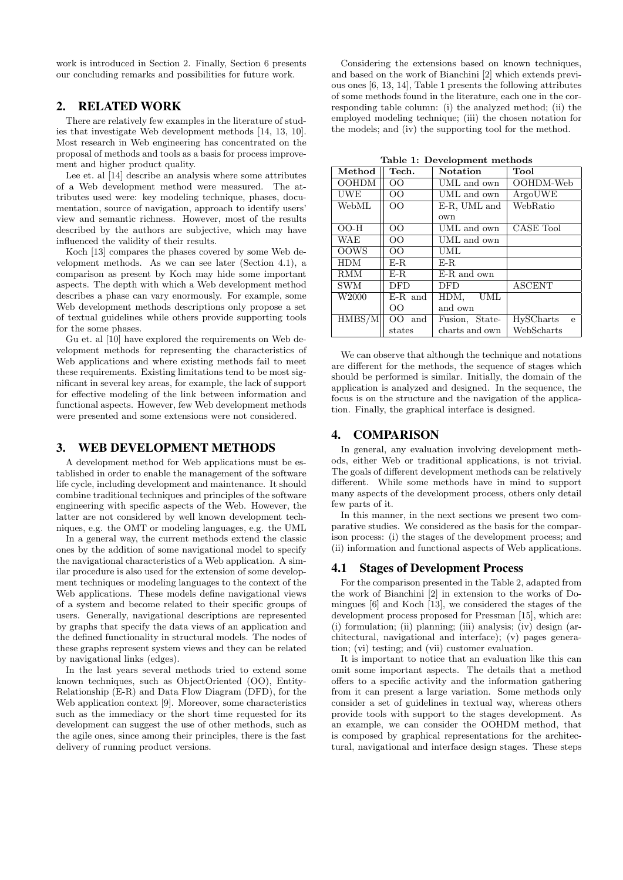work is introduced in Section 2. Finally, Section 6 presents our concluding remarks and possibilities for future work.

## 2. RELATED WORK

There are relatively few examples in the literature of studies that investigate Web development methods [14, 13, 10]. Most research in Web engineering has concentrated on the proposal of methods and tools as a basis for process improvement and higher product quality.

Lee et. al [14] describe an analysis where some attributes of a Web development method were measured. The attributes used were: key modeling technique, phases, documentation, source of navigation, approach to identify users' view and semantic richness. However, most of the results described by the authors are subjective, which may have influenced the validity of their results.

Koch [13] compares the phases covered by some Web development methods. As we can see later (Section 4.1), a comparison as present by Koch may hide some important aspects. The depth with which a Web development method describes a phase can vary enormously. For example, some Web development methods descriptions only propose a set of textual guidelines while others provide supporting tools for the some phases.

Gu et. al [10] have explored the requirements on Web development methods for representing the characteristics of Web applications and where existing methods fail to meet these requirements. Existing limitations tend to be most significant in several key areas, for example, the lack of support for effective modeling of the link between information and functional aspects. However, few Web development methods were presented and some extensions were not considered.

## 3. WEB DEVELOPMENT METHODS

A development method for Web applications must be established in order to enable the management of the software life cycle, including development and maintenance. It should combine traditional techniques and principles of the software engineering with specific aspects of the Web. However, the latter are not considered by well known development techniques, e.g. the OMT or modeling languages, e.g. the UML

In a general way, the current methods extend the classic ones by the addition of some navigational model to specify the navigational characteristics of a Web application. A similar procedure is also used for the extension of some development techniques or modeling languages to the context of the Web applications. These models define navigational views of a system and become related to their specific groups of users. Generally, navigational descriptions are represented by graphs that specify the data views of an application and the defined functionality in structural models. The nodes of these graphs represent system views and they can be related by navigational links (edges).

In the last years several methods tried to extend some known techniques, such as ObjectOriented (OO), Entity-Relationship (E-R) and Data Flow Diagram (DFD), for the Web application context [9]. Moreover, some characteristics such as the immediacy or the short time requested for its development can suggest the use of other methods, such as the agile ones, since among their principles, there is the fast delivery of running product versions.

Considering the extensions based on known techniques, and based on the work of Bianchini [2] which extends previous ones [6, 13, 14], Table 1 presents the following attributes of some methods found in the literature, each one in the corresponding table column: (i) the analyzed method; (ii) the employed modeling technique; (iii) the chosen notation for the models; and (iv) the supporting tool for the method.

**Table 1: Development methods**

| Method | Tech. | Notation | Tool |
|---|---|---|---|
| OOHDM | OO | UML and own | OOHDM-Web |
| UWE | OO | UML and own | ArgoUWE |
| WebML | OO | E-R, UML and own | WebRatio |
| OO-H | OO | UML and own | CASE Tool |
| WAE | OO | UML and own | |
| OOWS | OO | UML | |
| HDM | E-R | E-R | |
| RMM | E-R | E-R and own | |
| SWM | DFD | DFD | ASCENT |
| W2000 | E-R and OO | HDM, UML and own | |
| HMBS/M | OO and states | Fusion, Statecharts and own | HySCharts e WebScharts |

We can observe that although the technique and notations are different for the methods, the sequence of stages which should be performed is similar. Initially, the domain of the application is analyzed and designed. In the sequence, the focus is on the structure and the navigation of the application. Finally, the graphical interface is designed.

## 4. COMPARISON

In general, any evaluation involving development methods, either Web or traditional applications, is not trivial. The goals of different development methods can be relatively different. While some methods have in mind to support many aspects of the development process, others only detail few parts of it.

In this manner, in the next sections we present two comparative studies. We considered as the basis for the comparison process: (i) the stages of the development process; and (ii) information and functional aspects of Web applications.

### 4.1 Stages of Development Process

For the comparison presented in the Table 2, adapted from the work of Bianchini [2] in extension to the works of Domingues [6] and Koch [13], we considered the stages of the development process proposed for Pressman [15], which are: (i) formulation; (ii) planning; (iii) analysis; (iv) design (architectural, navigational and interface); (v) pages generation; (vi) testing; and (vii) customer evaluation.

It is important to notice that an evaluation like this can omit some important aspects. The details that a method offers to a specific activity and the information gathering from it can present a large variation. Some methods only consider a set of guidelines in textual way, whereas others provide tools with support to the stages development. As an example, we can consider the OOHDM method, that is composed by graphical representations for the architectural, navigational and interface design stages. These steps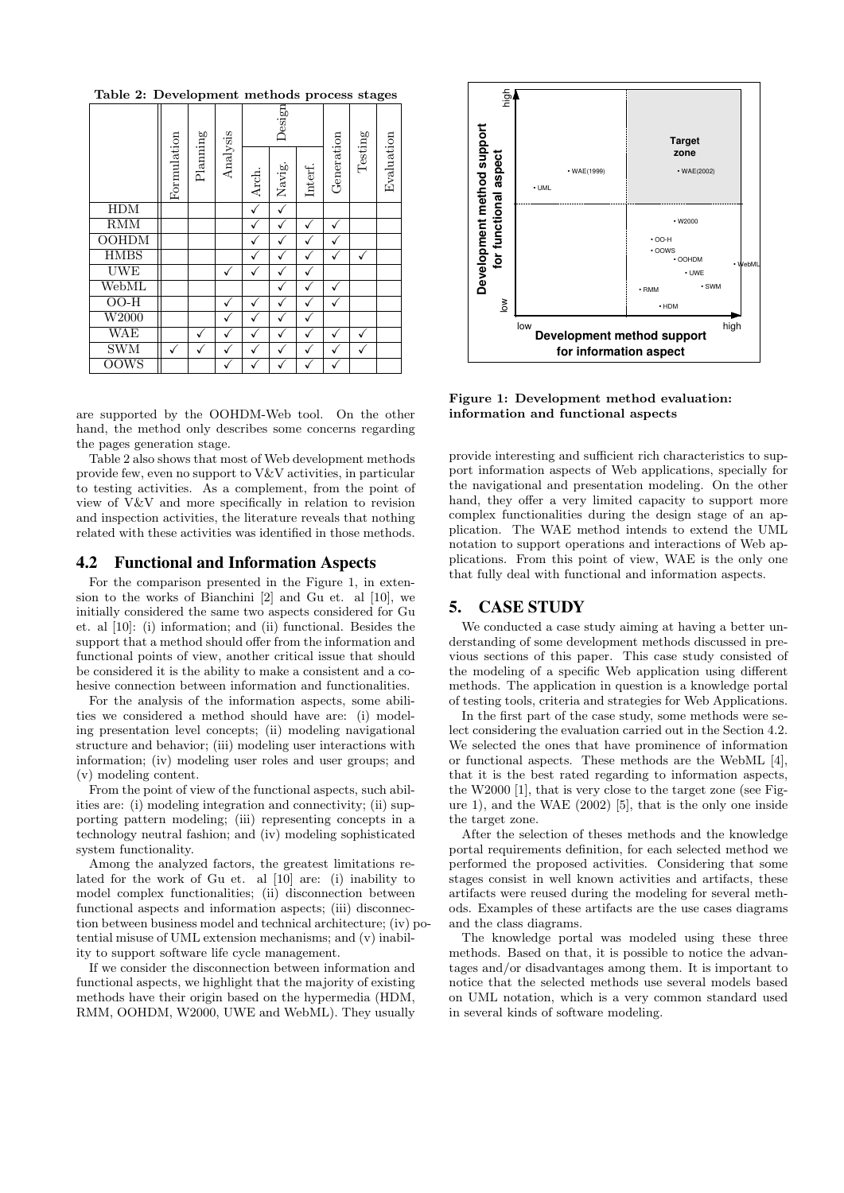**Table 2: Development methods process stages**

| | Formulation | Planning | Analysis | Design | | | Generation | Testing | Evaluation |
|---|---|---|---|---|---|---|---|---|---|
| | | | | Arch. | Navig. | Interf. | | | |
| HDM | | | | ✓ | ✓ | | | | |
| RMM | | | | ✓ | ✓ | ✓ | ✓ | | |
| OOHDM | | | | ✓ | ✓ | ✓ | ✓ | | |
| HMBS | | | | ✓ | ✓ | ✓ | ✓ | ✓ | |
| UWE | | | ✓ | ✓ | ✓ | ✓ | | | |
| WebML | | | | | ✓ | ✓ | ✓ | | |
| OO-H | | | ✓ | ✓ | ✓ | ✓ | ✓ | | |
| W2000 | | | ✓ | ✓ | ✓ | ✓ | | | |
| WAE | | ✓ | ✓ | ✓ | ✓ | ✓ | ✓ | ✓ | |
| SWM | ✓ | ✓ | ✓ | ✓ | ✓ | ✓ | ✓ | ✓ | |
| OOWS | | | ✓ | ✓ | ✓ | ✓ | ✓ | | |

are supported by the OOHDM-Web tool. On the other hand, the method only describes some concerns regarding the pages generation stage.

Table 2 also shows that most of Web development methods provide few, even no support to V&V activities, in particular to testing activities. As a complement, from the point of view of V&V and more specifically in relation to revision and inspection activities, the literature reveals that nothing related with these activities was identified in those methods.

## 4.2 Functional and Information Aspects

For the comparison presented in the Figure 1, in extension to the works of Bianchini [2] and Gu et. al [10], we initially considered the same two aspects considered for Gu et. al [10]: (i) information; and (ii) functional. Besides the support that a method should offer from the information and functional points of view, another critical issue that should be considered it is the ability to make a consistent and a cohesive connection between information and functionalities.

For the analysis of the information aspects, some abilities we considered a method should have are: (i) modeling presentation level concepts; (ii) modeling navigational structure and behavior; (iii) modeling user interactions with information; (iv) modeling user roles and user groups; and (v) modeling content.

From the point of view of the functional aspects, such abilities are: (i) modeling integration and connectivity; (ii) supporting pattern modeling; (iii) representing concepts in a technology neutral fashion; and (iv) modeling sophisticated system functionality.

Among the analyzed factors, the greatest limitations related for the work of Gu et. al [10] are: (i) inability to model complex functionalities; (ii) disconnection between functional aspects and information aspects; (iii) disconnection between business model and technical architecture; (iv) potential misuse of UML extension mechanisms; and (v) inability to support software life cycle management.

If we consider the disconnection between information and functional aspects, we highlight that the majority of existing methods have their origin based on the hypermedia (HDM, RMM, OOHDM, W2000, UWE and WebML). They usually

**Figure 1: Development method evaluation: information and functional aspects**

provide interesting and sufficient rich characteristics to support information aspects of Web applications, specially for the navigational and presentation modeling. On the other hand, they offer a very limited capacity to support more complex functionalities during the design stage of an application. The WAE method intends to extend the UML notation to support operations and interactions of Web applications. From this point of view, WAE is the only one that fully deal with functional and information aspects.

# 5. CASE STUDY

We conducted a case study aiming at having a better understanding of some development methods discussed in previous sections of this paper. This case study consisted of the modeling of a specific Web application using different methods. The application in question is a knowledge portal of testing tools, criteria and strategies for Web Applications.

In the first part of the case study, some methods were select considering the evaluation carried out in the Section 4.2. We selected the ones that have prominence of information or functional aspects. These methods are the WebML [4], that it is the best rated regarding to information aspects, the W2000 [1], that is very close to the target zone (see Figure 1), and the WAE (2002) [5], that is the only one inside the target zone.

After the selection of theses methods and the knowledge portal requirements definition, for each selected method we performed the proposed activities. Considering that some stages consist in well known activities and artifacts, these artifacts were reused during the modeling for several methods. Examples of these artifacts are the use cases diagrams and the class diagrams.

The knowledge portal was modeled using these three methods. Based on that, it is possible to notice the advantages and/or disadvantages among them. It is important to notice that the selected methods use several models based on UML notation, which is a very common standard used in several kinds of software modeling.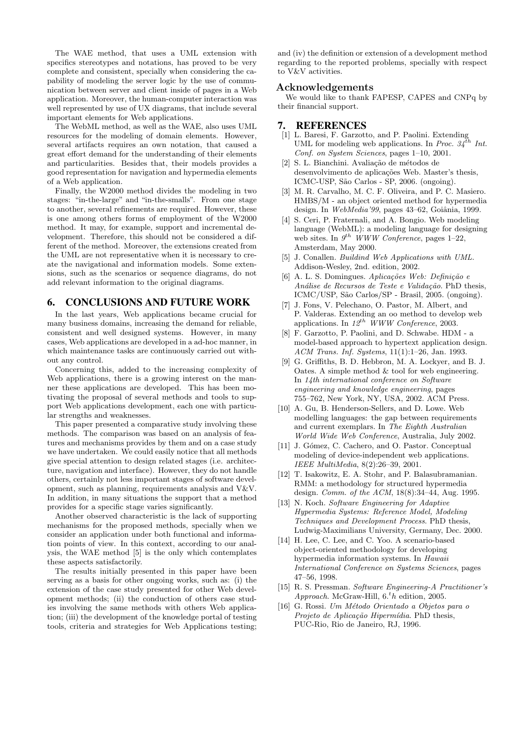The WAE method, that uses a UML extension with specifics stereotypes and notations, has proved to be very complete and consistent, specially when considering the capability of modeling the server logic by the use of communication between server and client inside of pages in a Web application. Moreover, the human-computer interaction was well represented by use of UX diagrams, that include several important elements for Web applications.

The WebML method, as well as the WAE, also uses UML resources for the modeling of domain elements. However, several artifacts requires an own notation, that caused a great effort demand for the understanding of their elements and particularities. Besides that, their models provides a good representation for navigation and hypermedia elements of a Web application.

Finally, the W2000 method divides the modeling in two stages: "in-the-large" and "in-the-smalls". From one stage to another, several refinements are required. However, these is one among others forms of employment of the W2000 method. It may, for example, support and incremental development. Therefore, this should not be considered a different of the method. Moreover, the extensions created from the UML are not representative when it is necessary to create the navigational and information models. Some extensions, such as the scenarios or sequence diagrams, do not add relevant information to the original diagrams.

# 6. CONCLUSIONS AND FUTURE WORK

In the last years, Web applications became crucial for many business domains, increasing the demand for reliable, complete, consistent and well designed systems. However, in many cases, Web applications are developed in a ad-hoc manner, in which maintenance tasks are continuously carried out without any control.

Concerning this, added to the increasing complexity of Web applications, there is a growing interest on the manner these applications are developed. This has been motivating the proposal of several methods and tools to support Web applications development, each one with particular strengths and weaknesses.

This paper presented a comparative study involving these methods. The comparison was based on an analysis of features and mechanisms provides by them and on a case study we have undertaken. We could easily notice that all methods give special attention to design related stages (i.e. architecture, navigation and interface). However, they do not handle others, certainly not less important stages of software development, such as planning, requirements analysis and V&V. In addition, in many situations the support that a method provides for a specific stage varies significantly.

Another observed characteristic is the lack of supporting mechanisms for the proposed methods, specially when we consider an application under both functional and information points of view. In this context, according to our analysis, the WAE method [5] is the only which contemplates these aspects satisfactorily.

The results initially presented in this paper have been serving as a basis for other ongoing works, such as: (i) the extension of the case study presented for other Web development methods; (ii) the conduction of others case studies involving the same methods with others Web application; (iii) the development of the knowledge portal of testing tools, criteria and strategies for Web Applications testing; and (iv) the definition or extension of a development method regarding to the reported problems, specially with respect to V&V activities.

## Acknowledgements

We would like to thank FAPESP, CAPES and CNPq by their financial support.

# 7. REFERENCES

[1] L. Baresi, F. Garzotto, and P. Paolini. Extending UML for modeling web applications. In *Proc. $34^{th}$ Int. Conf. on System Sciences*, pages 1–10, 2001.

[2] S. L. Bianchini. Avaliação de métodos de desenvolvimento de aplicações Web. Master's thesis, ICMC-USP, São Carlos - SP, 2006. (ongoing).

[3] M. R. Carvalho, M. C. F. Oliveira, and P. C. Masiero. HMBS/M - an object oriented method for hypermedia design. In *WebMedia'99*, pages 43–62, Goiânia, 1999.

[4] S. Ceri, P. Fraternali, and A. Bongio. Web modeling language (WebML): a modeling language for designing web sites. In *$9^{th}$ WWW Conference*, pages 1–22, Amsterdam, May 2000.

[5] J. Conallen. *Buildind Web Applications with UML*. Addison-Wesley, 2nd. edition, 2002.

[6] A. L. S. Domingues. *Aplicações Web: Definição e Análise de Recursos de Teste e Validação*. PhD thesis, ICMC/USP, São Carlos/SP - Brasil, 2005. (ongoing).

[7] J. Fons, V. Pelechano, O. Pastor, M. Albert, and P. Valderas. Extending an oo method to develop web applications. In *$12^{th}$ WWW Conference*, 2003.

[8] F. Garzotto, P. Paolini, and D. Schwabe. HDM - a model-based approach to hypertext application design. *ACM Trans. Inf. Systems*, 11(1):1–26, Jan. 1993.

[9] G. Griffiths, B. D. Hebbron, M. A. Lockyer, and B. J. Oates. A simple method & tool for web engineering. In *14th international conference on Software engineering and knowledge engineering*, pages 755–762, New York, NY, USA, 2002. ACM Press.

[10] A. Gu, B. Henderson-Sellers, and D. Lowe. Web modelling languages: the gap between requirements and current exemplars. In *The Eighth Australian World Wide Web Conference*, Australia, July 2002.

[11] J. Gómez, C. Cachero, and O. Pastor. Conceptual modeling of device-independent web applications. *IEEE MultiMedia*, 8(2):26–39, 2001.

[12] T. Isakowitz, E. A. Stohr, and P. Balasubramanian. RMM: a methodology for structured hypermedia design. *Comm. of the ACM*, 18(8):34–44, Aug. 1995.

[13] N. Koch. *Software Engineering for Adaptive Hypermedia Systems: Reference Model, Modeling Techniques and Development Process*. PhD thesis, Ludwig-Maximilians University, Germany, Dec. 2000.

[14] H. Lee, C. Lee, and C. Yoo. A scenario-based object-oriented methodology for developing hypermedia information systems. In *Hawaii International Conference on Systems Sciences*, pages 47–56, 1998.

[15] R. S. Pressman. *Software Engineering-A Practitioner's Approach*. McGraw-Hill, $6.^th$ edition, 2005.

[16] G. Rossi. *Um Método Orientado a Objetos para o Projeto de Aplicação Hipermídia*. PhD thesis, PUC-Rio, Rio de Janeiro, RJ, 1996.